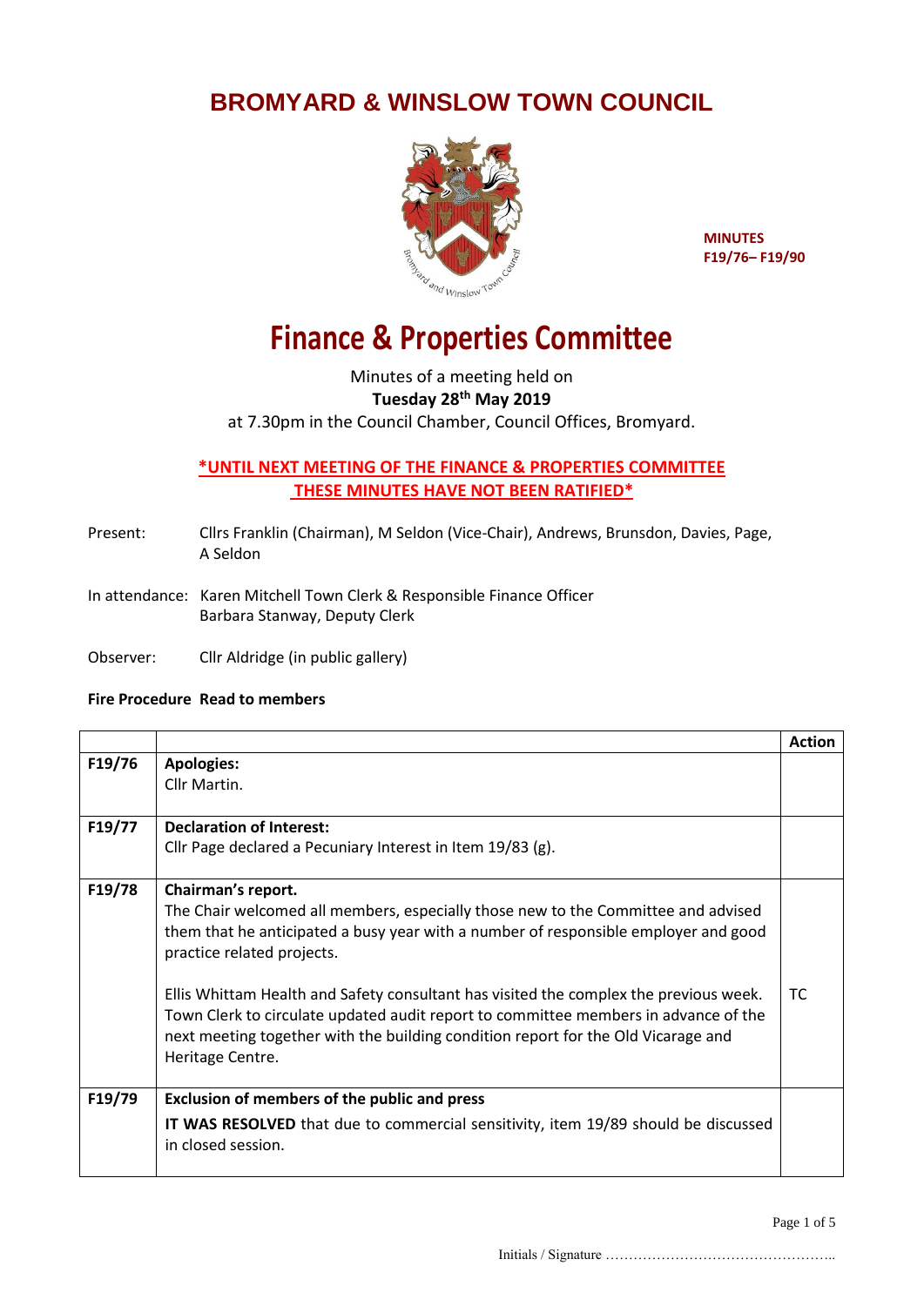# BROMYARD & WINSLOW TOWN COUNCIL

**MINUTES**
**F19/76– F19/90**

# Finance & Properties Committee

Minutes of a meeting held on
**Tuesday 28th May 2019**
at 7.30pm in the Council Chamber, Council Offices, Bromyard.

**\*UNTIL NEXT MEETING OF THE FINANCE & PROPERTIES COMMITTEE THESE MINUTES HAVE NOT BEEN RATIFIED\***

Present: Cllrs Franklin (Chairman), M Seldon (Vice-Chair), Andrews, Brunsdon, Davies, Page, A Seldon

In attendance: Karen Mitchell Town Clerk & Responsible Finance Officer
Barbara Stanway, Deputy Clerk

Observer: Cllr Aldridge (in public gallery)

**Fire Procedure Read to members**

| | | Action |
|---|---|---|
| F19/76 | **Apologies:**<br>Cllr Martin. | |
| F19/77 | **Declaration of Interest:**<br>Cllr Page declared a Pecuniary Interest in Item 19/83 (g). | |
| F19/78 | **Chairman's report.**<br>The Chair welcomed all members, especially those new to the Committee and advised them that he anticipated a busy year with a number of responsible employer and good practice related projects.<br><br>Ellis Whittam Health and Safety consultant has visited the complex the previous week. Town Clerk to circulate updated audit report to committee members in advance of the next meeting together with the building condition report for the Old Vicarage and Heritage Centre. | TC |
| F19/79 | **Exclusion of members of the public and press**<br>**IT WAS RESOLVED** that due to commercial sensitivity, item 19/89 should be discussed in closed session. | |

Initials / Signature …………………………………………..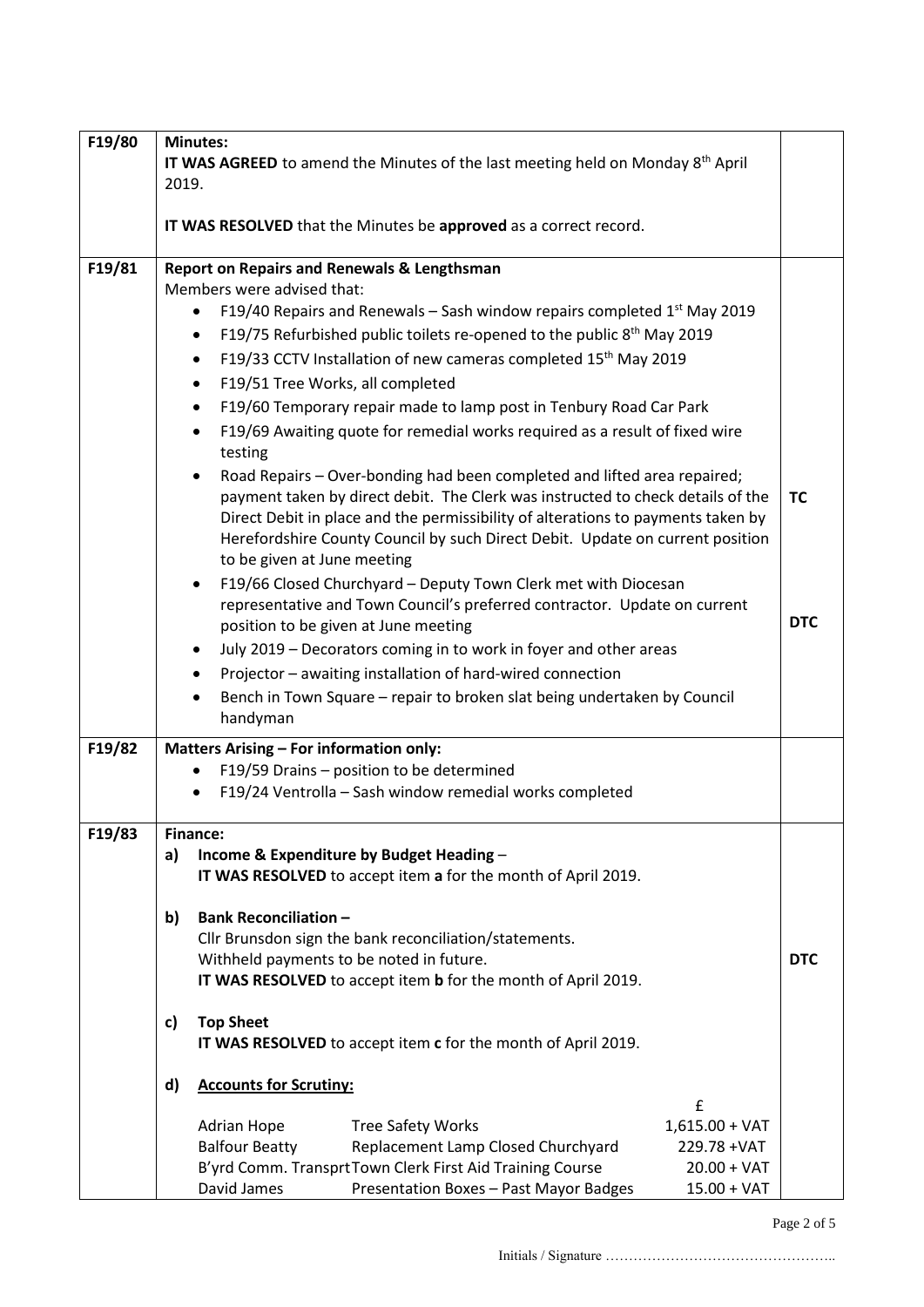| | | |
|---|---|---|
| F19/80 | **Minutes:**<br>**IT WAS AGREED** to amend the Minutes of the last meeting held on Monday 8th April 2019.<br><br>**IT WAS RESOLVED** that the Minutes be **approved** as a correct record. | |
| F19/81 | **Report on Repairs and Renewals & Lengthsman**<br>Members were advised that:<br>• F19/40 Repairs and Renewals – Sash window repairs completed 1st May 2019<br>• F19/75 Refurbished public toilets re-opened to the public 8th May 2019<br>• F19/33 CCTV Installation of new cameras completed 15th May 2019<br>• F19/51 Tree Works, all completed<br>• F19/60 Temporary repair made to lamp post in Tenbury Road Car Park<br>• F19/69 Awaiting quote for remedial works required as a result of fixed wire testing<br>• Road Repairs – Over-bonding had been completed and lifted area repaired; payment taken by direct debit. The Clerk was instructed to check details of the Direct Debit in place and the permissibility of alterations to payments taken by Herefordshire County Council by such Direct Debit. Update on current position to be given at June meeting<br>• F19/66 Closed Churchyard – Deputy Town Clerk met with Diocesan representative and Town Council's preferred contractor. Update on current position to be given at June meeting<br>• July 2019 – Decorators coming in to work in foyer and other areas<br>• Projector – awaiting installation of hard-wired connection<br>• Bench in Town Square – repair to broken slat being undertaken by Council handyman | **TC**<br><br>**DTC** |
| F19/82 | **Matters Arising – For information only:**<br>• F19/59 Drains – position to be determined<br>• F19/24 Ventrolla – Sash window remedial works completed | |
| F19/83 | **Finance:**<br>**a) Income & Expenditure by Budget Heading** –<br>**IT WAS RESOLVED** to accept item **a** for the month of April 2019.<br><br>**b) Bank Reconciliation –**<br>Cllr Brunsdon sign the bank reconciliation/statements.<br>Withheld payments to be noted in future.<br>**IT WAS RESOLVED** to accept item **b** for the month of April 2019.<br><br>**c) Top Sheet**<br>**IT WAS RESOLVED** to accept item **c** for the month of April 2019.<br><br>**d) Accounts for Scrutiny:**<br>£<br>Adrian Hope — Tree Safety Works — 1,615.00 + VAT<br>Balfour Beatty — Replacement Lamp Closed Churchyard — 229.78 +VAT<br>B'yrd Comm. Transprt — Town Clerk First Aid Training Course — 20.00 + VAT<br>David James — Presentation Boxes – Past Mayor Badges — 15.00 + VAT | **DTC** |

Initials / Signature …………………………………………..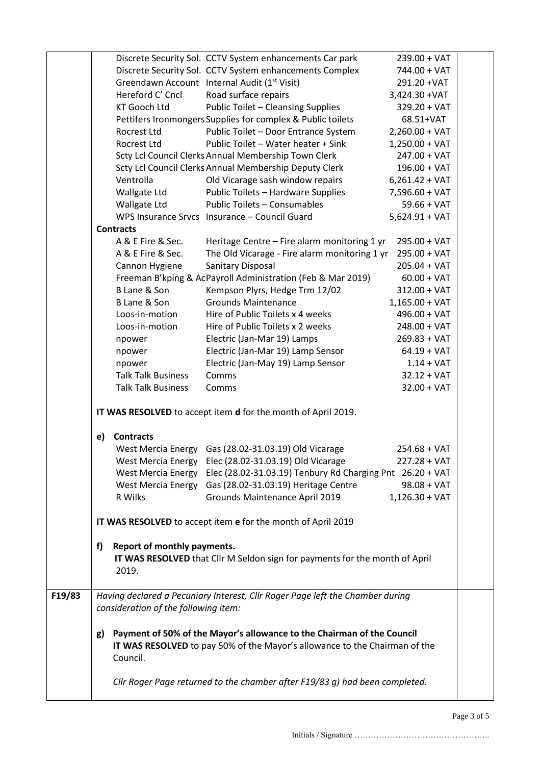| | | | |
|---|---|---|---|
| | Discrete Security Sol. | CCTV System enhancements Car park | 239.00 + VAT |
| | Discrete Security Sol. | CCTV System enhancements Complex | 744.00 + VAT |
| | Greendawn Account | Internal Audit (1st Visit) | 291.20 +VAT |
| | Hereford C' Cncl | Road surface repairs | 3,424.30 +VAT |
| | KT Gooch Ltd | Public Toilet – Cleansing Supplies | 329.20 + VAT |
| | Pettifers Ironmongers | Supplies for complex & Public toilets | 68.51+VAT |
| | Rocrest Ltd | Public Toilet – Door Entrance System | 2,260.00 + VAT |
| | Rocrest Ltd | Public Toilet – Water heater + Sink | 1,250.00 + VAT |
| | Scty Lcl Council Clerks | Annual Membership Town Clerk | 247.00 + VAT |
| | Scty Lcl Council Clerks | Annual Membership Deputy Clerk | 196.00 + VAT |
| | Ventrolla | Old Vicarage sash window repairs | 6,261.42 + VAT |
| | Wallgate Ltd | Public Toilets – Hardware Supplies | 7,596.60 + VAT |
| | Wallgate Ltd | Public Toilets – Consumables | 59.66 + VAT |
| | WPS Insurance Srvcs | Insurance – Council Guard | 5,624.91 + VAT |

**Contracts**

| | | |
|---|---|---|
| A & E Fire & Sec. | Heritage Centre – Fire alarm monitoring 1 yr | 295.00 + VAT |
| A & E Fire & Sec. | The Old Vicarage - Fire alarm monitoring 1 yr | 295.00 + VAT |
| Cannon Hygiene | Sanitary Disposal | 205.04 + VAT |
| Freeman B'kping & Ac | Payroll Administration (Feb & Mar 2019) | 60.00 + VAT |
| B Lane & Son | Kempson Plyrs, Hedge Trm 12/02 | 312.00 + VAT |
| B Lane & Son | Grounds Maintenance | 1,165.00 + VAT |
| Loos-in-motion | Hire of Public Toilets x 4 weeks | 496.00 + VAT |
| Loos-in-motion | Hire of Public Toilets x 2 weeks | 248.00 + VAT |
| npower | Electric (Jan-Mar 19) Lamps | 269.83 + VAT |
| npower | Electric (Jan-Mar 19) Lamp Sensor | 64.19 + VAT |
| npower | Electric (Jan-May 19) Lamp Sensor | 1.14 + VAT |
| Talk Talk Business | Comms | 32.12 + VAT |
| Talk Talk Business | Comms | 32.00 + VAT |

**IT WAS RESOLVED** to accept item **d** for the month of April 2019.

**e) Contracts**

| | | |
|---|---|---|
| West Mercia Energy | Gas (28.02-31.03.19) Old Vicarage | 254.68 + VAT |
| West Mercia Energy | Elec (28.02-31.03.19) Old Vicarage | 227.28 + VAT |
| West Mercia Energy | Elec (28.02-31.03.19) Tenbury Rd Charging Pnt | 26.20 + VAT |
| West Mercia Energy | Gas (28.02-31.03.19) Heritage Centre | 98.08 + VAT |
| R Wilks | Grounds Maintenance April 2019 | 1,126.30 + VAT |

**IT WAS RESOLVED** to accept item **e** for the month of April 2019

**f) Report of monthly payments.**

**IT WAS RESOLVED** that Cllr M Seldon sign for payments for the month of April 2019.

**F19/83**

*Having declared a Pecuniary Interest, Cllr Roger Page left the Chamber during consideration of the following item:*

**g) Payment of 50% of the Mayor's allowance to the Chairman of the Council**

**IT WAS RESOLVED** to pay 50% of the Mayor's allowance to the Chairman of the Council.

*Cllr Roger Page returned to the chamber after F19/83 g) had been completed.*

Initials / Signature …………………………………………..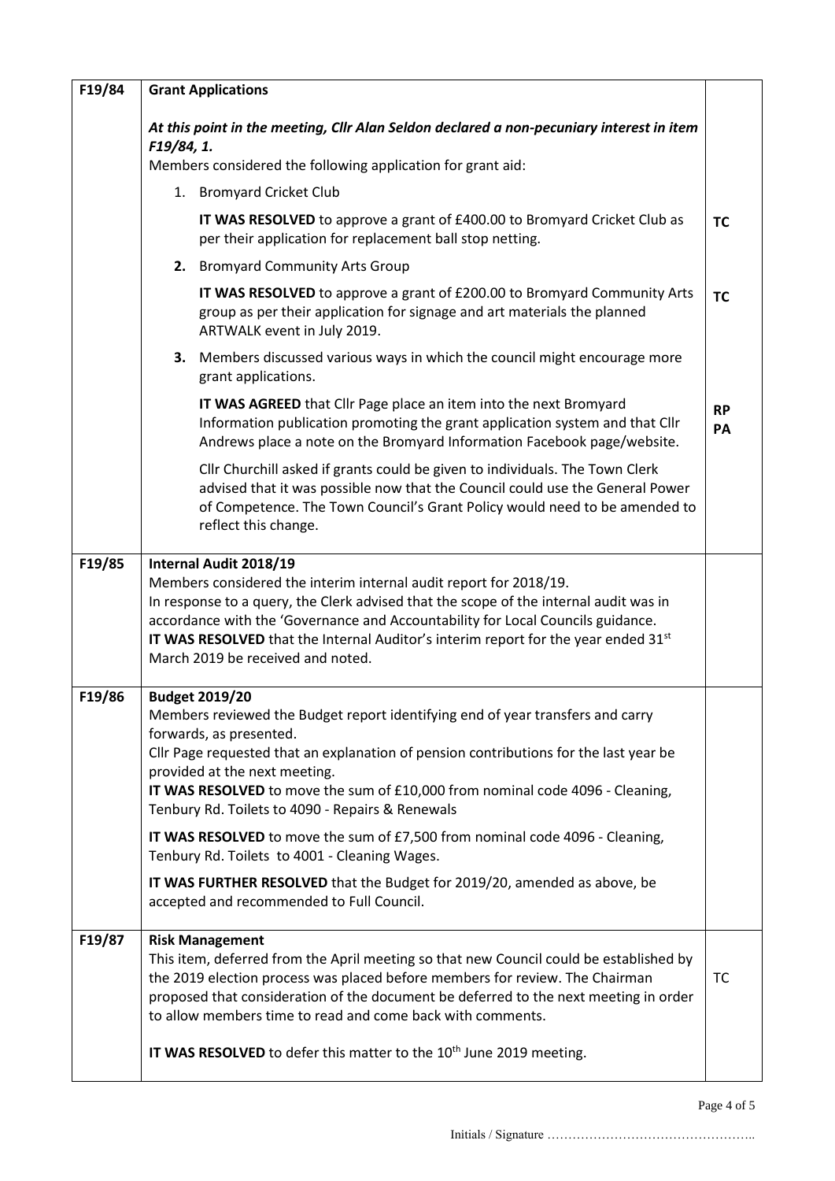| | | |
|---|---|---|
| F19/84 | **Grant Applications**<br><br>***At this point in the meeting, Cllr Alan Seldon declared a non-pecuniary interest in item F19/84, 1.***<br>Members considered the following application for grant aid:<br><br>1. Bromyard Cricket Club<br><br>**IT WAS RESOLVED** to approve a grant of £400.00 to Bromyard Cricket Club as per their application for replacement ball stop netting.<br><br>**2.** Bromyard Community Arts Group<br><br>**IT WAS RESOLVED** to approve a grant of £200.00 to Bromyard Community Arts group as per their application for signage and art materials the planned ARTWALK event in July 2019.<br><br>**3.** Members discussed various ways in which the council might encourage more grant applications.<br><br>**IT WAS AGREED** that Cllr Page place an item into the next Bromyard Information publication promoting the grant application system and that Cllr Andrews place a note on the Bromyard Information Facebook page/website.<br><br>Cllr Churchill asked if grants could be given to individuals. The Town Clerk advised that it was possible now that the Council could use the General Power of Competence. The Town Council's Grant Policy would need to be amended to reflect this change. | **TC**<br><br>**TC**<br><br>**RP**<br>**PA** |
| F19/85 | **Internal Audit 2018/19**<br>Members considered the interim internal audit report for 2018/19.<br>In response to a query, the Clerk advised that the scope of the internal audit was in accordance with the 'Governance and Accountability for Local Councils guidance.<br>**IT WAS RESOLVED** that the Internal Auditor's interim report for the year ended 31st March 2019 be received and noted. | |
| F19/86 | **Budget 2019/20**<br>Members reviewed the Budget report identifying end of year transfers and carry forwards, as presented.<br>Cllr Page requested that an explanation of pension contributions for the last year be provided at the next meeting.<br>**IT WAS RESOLVED** to move the sum of £10,000 from nominal code 4096 - Cleaning, Tenbury Rd. Toilets to 4090 - Repairs & Renewals<br><br>**IT WAS RESOLVED** to move the sum of £7,500 from nominal code 4096 - Cleaning, Tenbury Rd. Toilets to 4001 - Cleaning Wages.<br><br>**IT WAS FURTHER RESOLVED** that the Budget for 2019/20, amended as above, be accepted and recommended to Full Council. | |
| F19/87 | **Risk Management**<br>This item, deferred from the April meeting so that new Council could be established by the 2019 election process was placed before members for review. The Chairman proposed that consideration of the document be deferred to the next meeting in order to allow members time to read and come back with comments.<br><br>**IT WAS RESOLVED** to defer this matter to the 10th June 2019 meeting. | TC |

Initials / Signature …………………………………………..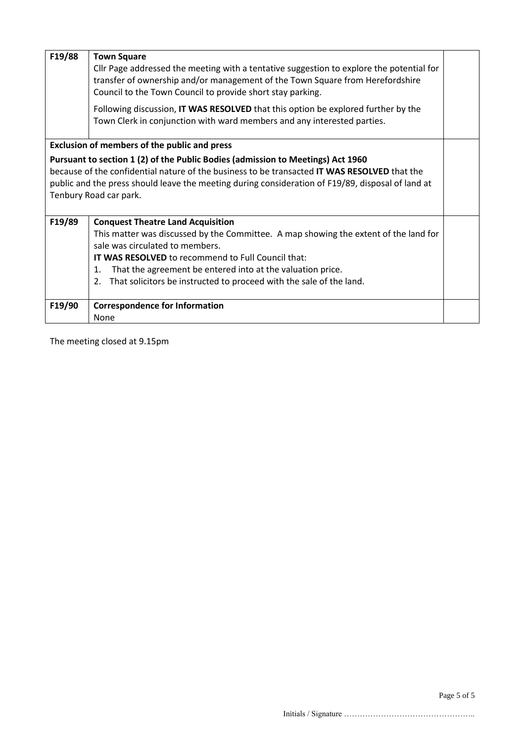| | | |
|---|---|---|
| **F19/88** | **Town Square**<br>Cllr Page addressed the meeting with a tentative suggestion to explore the potential for transfer of ownership and/or management of the Town Square from Herefordshire Council to the Town Council to provide short stay parking.<br><br>Following discussion, **IT WAS RESOLVED** that this option be explored further by the Town Clerk in conjunction with ward members and any interested parties. | |
| **Exclusion of members of the public and press**<br><br>**Pursuant to section 1 (2) of the Public Bodies (admission to Meetings) Act 1960** because of the confidential nature of the business to be transacted **IT WAS RESOLVED** that the public and the press should leave the meeting during consideration of F19/89, disposal of land at Tenbury Road car park. | | |
| **F19/89** | **Conquest Theatre Land Acquisition**<br>This matter was discussed by the Committee. A map showing the extent of the land for sale was circulated to members.<br>**IT WAS RESOLVED** to recommend to Full Council that:<br>1. That the agreement be entered into at the valuation price.<br>2. That solicitors be instructed to proceed with the sale of the land. | |
| **F19/90** | **Correspondence for Information**<br>None | |

The meeting closed at 9.15pm

Initials / Signature …………………………………………..